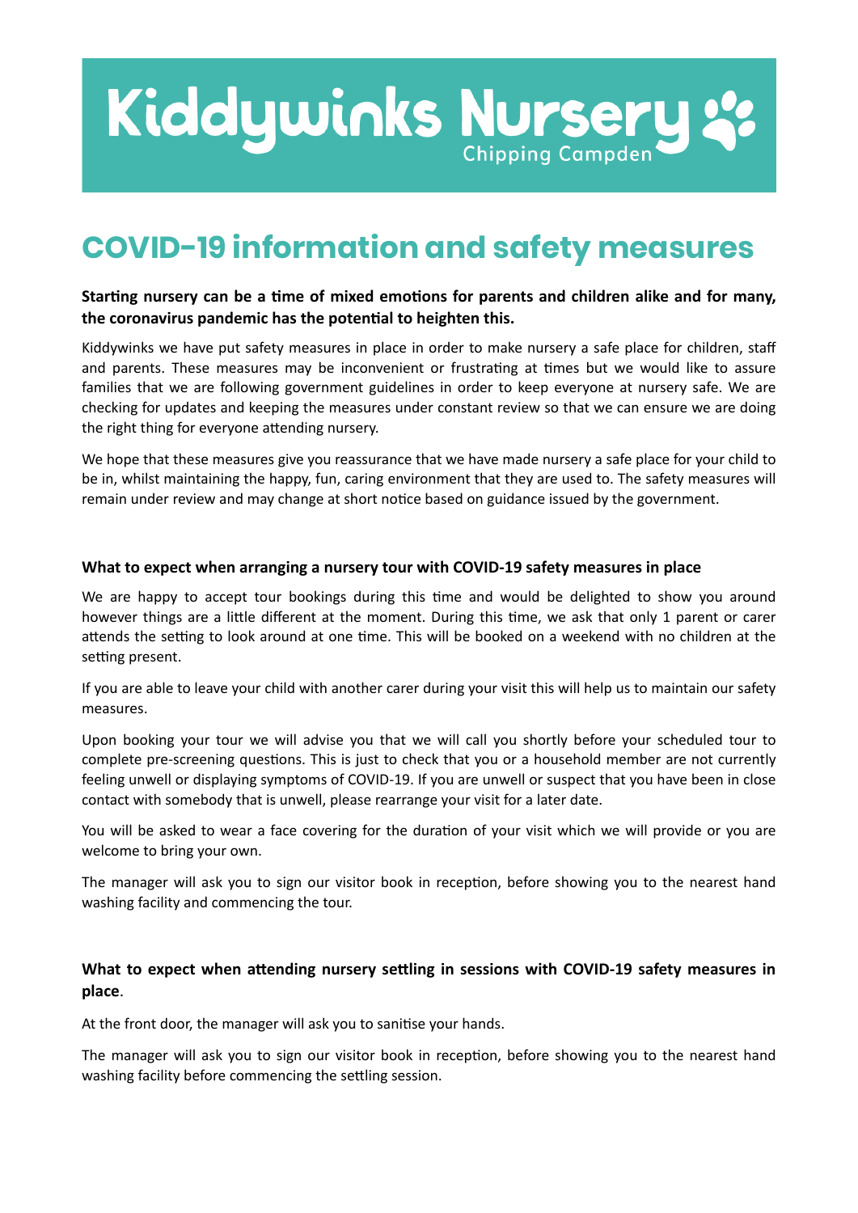# Kiddywinks Nursery

Chipping Campden

## COVID-19 information and safety measures

**Starting nursery can be a time of mixed emotions for parents and children alike and for many, the coronavirus pandemic has the potential to heighten this.**

Kiddywinks we have put safety measures in place in order to make nursery a safe place for children, staff and parents. These measures may be inconvenient or frustrating at times but we would like to assure families that we are following government guidelines in order to keep everyone at nursery safe. We are checking for updates and keeping the measures under constant review so that we can ensure we are doing the right thing for everyone attending nursery.

We hope that these measures give you reassurance that we have made nursery a safe place for your child to be in, whilst maintaining the happy, fun, caring environment that they are used to. The safety measures will remain under review and may change at short notice based on guidance issued by the government.

### What to expect when arranging a nursery tour with COVID-19 safety measures in place

We are happy to accept tour bookings during this time and would be delighted to show you around however things are a little different at the moment. During this time, we ask that only 1 parent or carer attends the setting to look around at one time. This will be booked on a weekend with no children at the setting present.

If you are able to leave your child with another carer during your visit this will help us to maintain our safety measures.

Upon booking your tour we will advise you that we will call you shortly before your scheduled tour to complete pre-screening questions. This is just to check that you or a household member are not currently feeling unwell or displaying symptoms of COVID-19. If you are unwell or suspect that you have been in close contact with somebody that is unwell, please rearrange your visit for a later date.

You will be asked to wear a face covering for the duration of your visit which we will provide or you are welcome to bring your own.

The manager will ask you to sign our visitor book in reception, before showing you to the nearest hand washing facility and commencing the tour.

### What to expect when attending nursery settling in sessions with COVID-19 safety measures in place.

At the front door, the manager will ask you to sanitise your hands.

The manager will ask you to sign our visitor book in reception, before showing you to the nearest hand washing facility before commencing the settling session.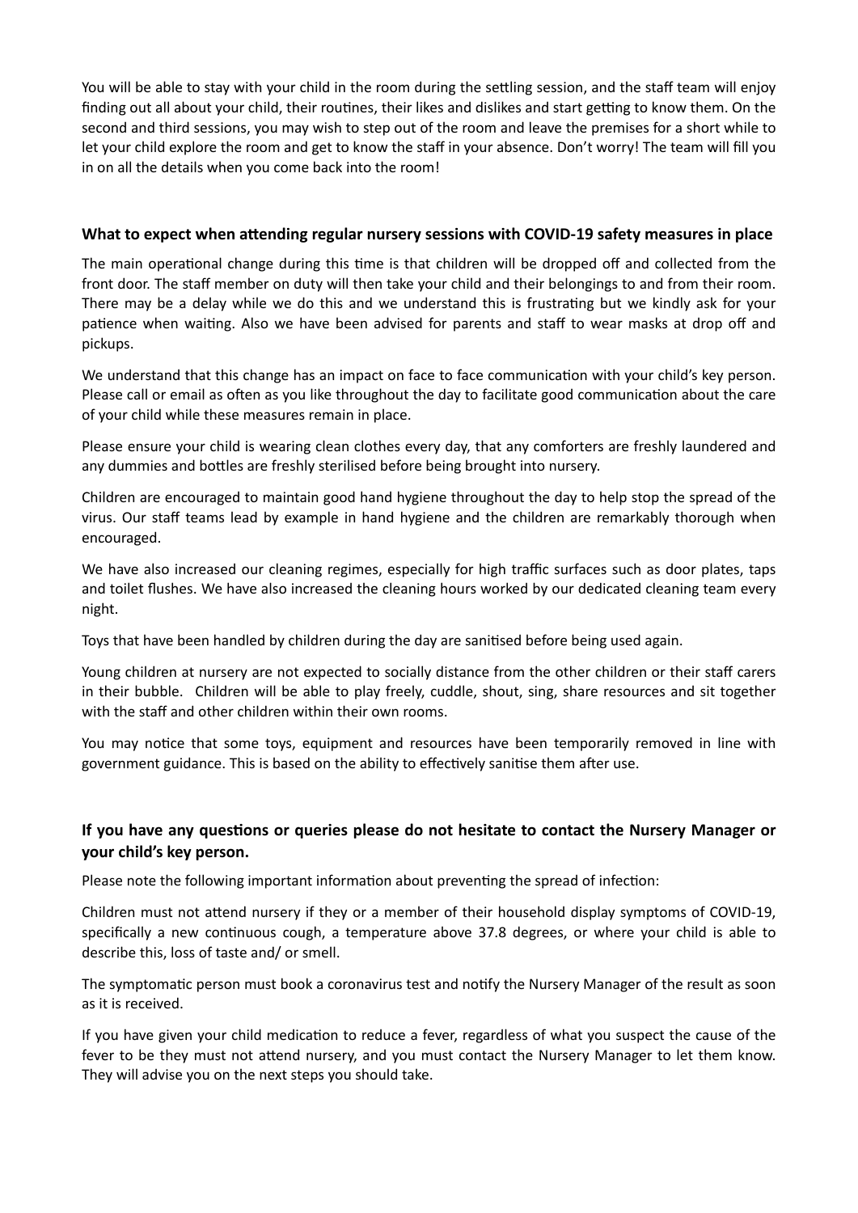You will be able to stay with your child in the room during the settling session, and the staff team will enjoy finding out all about your child, their routines, their likes and dislikes and start getting to know them. On the second and third sessions, you may wish to step out of the room and leave the premises for a short while to let your child explore the room and get to know the staff in your absence. Don't worry! The team will fill you in on all the details when you come back into the room!

### What to expect when attending regular nursery sessions with COVID-19 safety measures in place

The main operational change during this time is that children will be dropped off and collected from the front door. The staff member on duty will then take your child and their belongings to and from their room. There may be a delay while we do this and we understand this is frustrating but we kindly ask for your patience when waiting. Also we have been advised for parents and staff to wear masks at drop off and pickups.

We understand that this change has an impact on face to face communication with your child's key person. Please call or email as often as you like throughout the day to facilitate good communication about the care of your child while these measures remain in place.

Please ensure your child is wearing clean clothes every day, that any comforters are freshly laundered and any dummies and bottles are freshly sterilised before being brought into nursery.

Children are encouraged to maintain good hand hygiene throughout the day to help stop the spread of the virus. Our staff teams lead by example in hand hygiene and the children are remarkably thorough when encouraged.

We have also increased our cleaning regimes, especially for high traffic surfaces such as door plates, taps and toilet flushes. We have also increased the cleaning hours worked by our dedicated cleaning team every night.

Toys that have been handled by children during the day are sanitised before being used again.

Young children at nursery are not expected to socially distance from the other children or their staff carers in their bubble. Children will be able to play freely, cuddle, shout, sing, share resources and sit together with the staff and other children within their own rooms.

You may notice that some toys, equipment and resources have been temporarily removed in line with government guidance. This is based on the ability to effectively sanitise them after use.

### If you have any questions or queries please do not hesitate to contact the Nursery Manager or your child's key person.

Please note the following important information about preventing the spread of infection:

Children must not attend nursery if they or a member of their household display symptoms of COVID-19, specifically a new continuous cough, a temperature above 37.8 degrees, or where your child is able to describe this, loss of taste and/ or smell.

The symptomatic person must book a coronavirus test and notify the Nursery Manager of the result as soon as it is received.

If you have given your child medication to reduce a fever, regardless of what you suspect the cause of the fever to be they must not attend nursery, and you must contact the Nursery Manager to let them know. They will advise you on the next steps you should take.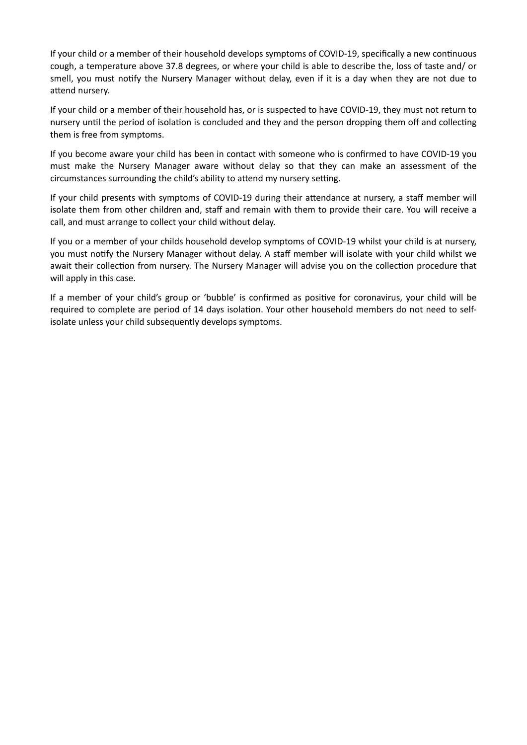If your child or a member of their household develops symptoms of COVID-19, specifically a new continuous cough, a temperature above 37.8 degrees, or where your child is able to describe the, loss of taste and/ or smell, you must notify the Nursery Manager without delay, even if it is a day when they are not due to attend nursery.

If your child or a member of their household has, or is suspected to have COVID-19, they must not return to nursery until the period of isolation is concluded and they and the person dropping them off and collecting them is free from symptoms.

If you become aware your child has been in contact with someone who is confirmed to have COVID-19 you must make the Nursery Manager aware without delay so that they can make an assessment of the circumstances surrounding the child's ability to attend my nursery setting.

If your child presents with symptoms of COVID-19 during their attendance at nursery, a staff member will isolate them from other children and, staff and remain with them to provide their care. You will receive a call, and must arrange to collect your child without delay.

If you or a member of your childs household develop symptoms of COVID-19 whilst your child is at nursery, you must notify the Nursery Manager without delay. A staff member will isolate with your child whilst we await their collection from nursery. The Nursery Manager will advise you on the collection procedure that will apply in this case.

If a member of your child's group or 'bubble' is confirmed as positive for coronavirus, your child will be required to complete are period of 14 days isolation. Your other household members do not need to self-isolate unless your child subsequently develops symptoms.